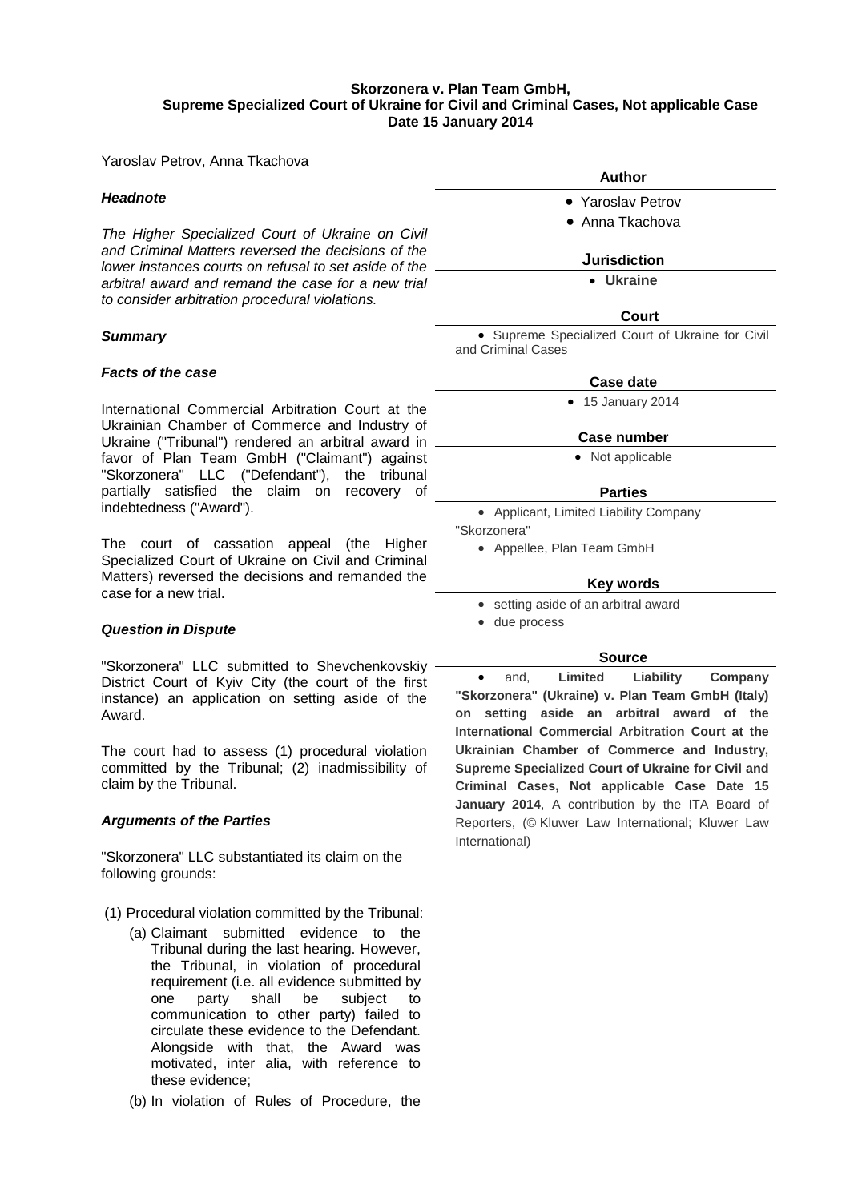**Skorzonera v. Plan Team GmbH,**
**Supreme Specialized Court of Ukraine for Civil and Criminal Cases, Not applicable Case**
**Date 15 January 2014**

Yaroslav Petrov, Anna Tkachova

### *Headnote*

*The Higher Specialized Court of Ukraine on Civil and Criminal Matters reversed the decisions of the lower instances courts on refusal to set aside of the arbitral award and remand the case for a new trial to consider arbitration procedural violations.*

### *Summary*

### *Facts of the case*

International Commercial Arbitration Court at the Ukrainian Chamber of Commerce and Industry of Ukraine ("Tribunal") rendered an arbitral award in favor of Plan Team GmbH ("Claimant") against "Skorzonera" LLC ("Defendant"), the tribunal partially satisfied the claim on recovery of indebtedness ("Award").

The court of cassation appeal (the Higher Specialized Court of Ukraine on Civil and Criminal Matters) reversed the decisions and remanded the case for a new trial.

### *Question in Dispute*

"Skorzonera" LLC submitted to Shevchenkovskiy District Court of Kyiv City (the court of the first instance) an application on setting aside of the Award.

The court had to assess (1) procedural violation committed by the Tribunal; (2) inadmissibility of claim by the Tribunal.

### *Arguments of the Parties*

"Skorzonera" LLC substantiated its claim on the following grounds:

(1) Procedural violation committed by the Tribunal:

(a) Claimant submitted evidence to the Tribunal during the last hearing. However, the Tribunal, in violation of procedural requirement (i.e. all evidence submitted by one party shall be subject to communication to other party) failed to circulate these evidence to the Defendant. Alongside with that, the Award was motivated, inter alia, with reference to these evidence;

(b) In violation of Rules of Procedure, the

**Author**

- Yaroslav Petrov
- Anna Tkachova

**Jurisdiction**

- **Ukraine**

**Court**

- Supreme Specialized Court of Ukraine for Civil and Criminal Cases

**Case date**

- 15 January 2014

**Case number**

- Not applicable

**Parties**

- Applicant, Limited Liability Company "Skorzonera"
- Appellee, Plan Team GmbH

**Key words**

- setting aside of an arbitral award
- due process

**Source**

- and, **Limited Liability Company "Skorzonera" (Ukraine) v. Plan Team GmbH (Italy) on setting aside an arbitral award of the International Commercial Arbitration Court at the Ukrainian Chamber of Commerce and Industry, Supreme Specialized Court of Ukraine for Civil and Criminal Cases, Not applicable Case Date 15 January 2014**, A contribution by the ITA Board of Reporters, (© Kluwer Law International; Kluwer Law International)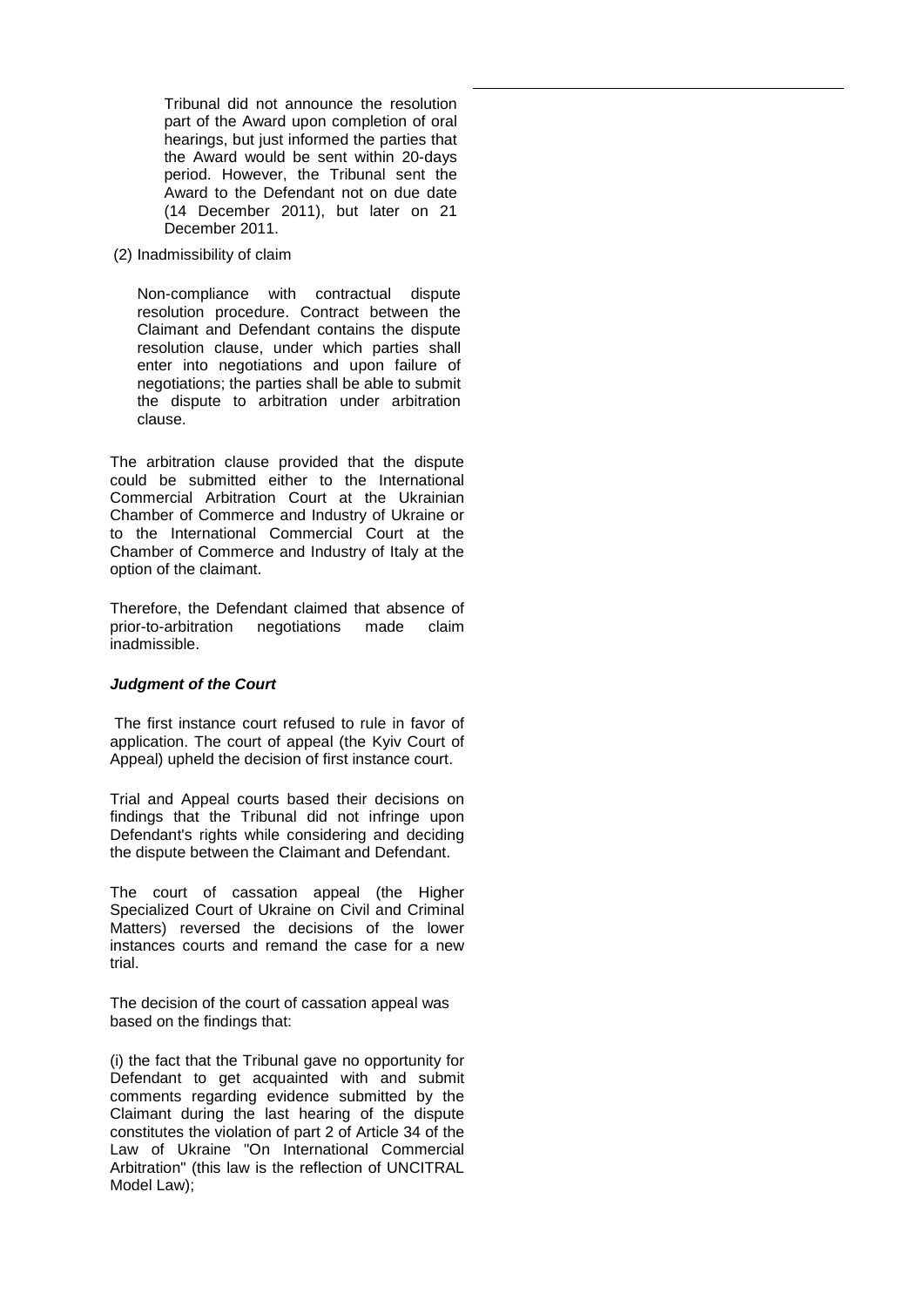Tribunal did not announce the resolution part of the Award upon completion of oral hearings, but just informed the parties that the Award would be sent within 20-days period. However, the Tribunal sent the Award to the Defendant not on due date (14 December 2011), but later on 21 December 2011.

(2) Inadmissibility of claim

Non-compliance with contractual dispute resolution procedure. Contract between the Claimant and Defendant contains the dispute resolution clause, under which parties shall enter into negotiations and upon failure of negotiations; the parties shall be able to submit the dispute to arbitration under arbitration clause.

The arbitration clause provided that the dispute could be submitted either to the International Commercial Arbitration Court at the Ukrainian Chamber of Commerce and Industry of Ukraine or to the International Commercial Court at the Chamber of Commerce and Industry of Italy at the option of the claimant.

Therefore, the Defendant claimed that absence of prior-to-arbitration negotiations made claim inadmissible.

***Judgment of the Court***

The first instance court refused to rule in favor of application. The court of appeal (the Kyiv Court of Appeal) upheld the decision of first instance court.

Trial and Appeal courts based their decisions on findings that the Tribunal did not infringe upon Defendant's rights while considering and deciding the dispute between the Claimant and Defendant.

The court of cassation appeal (the Higher Specialized Court of Ukraine on Civil and Criminal Matters) reversed the decisions of the lower instances courts and remand the case for a new trial.

The decision of the court of cassation appeal was based on the findings that:

(i) the fact that the Tribunal gave no opportunity for Defendant to get acquainted with and submit comments regarding evidence submitted by the Claimant during the last hearing of the dispute constitutes the violation of part 2 of Article 34 of the Law of Ukraine "On International Commercial Arbitration" (this law is the reflection of UNCITRAL Model Law);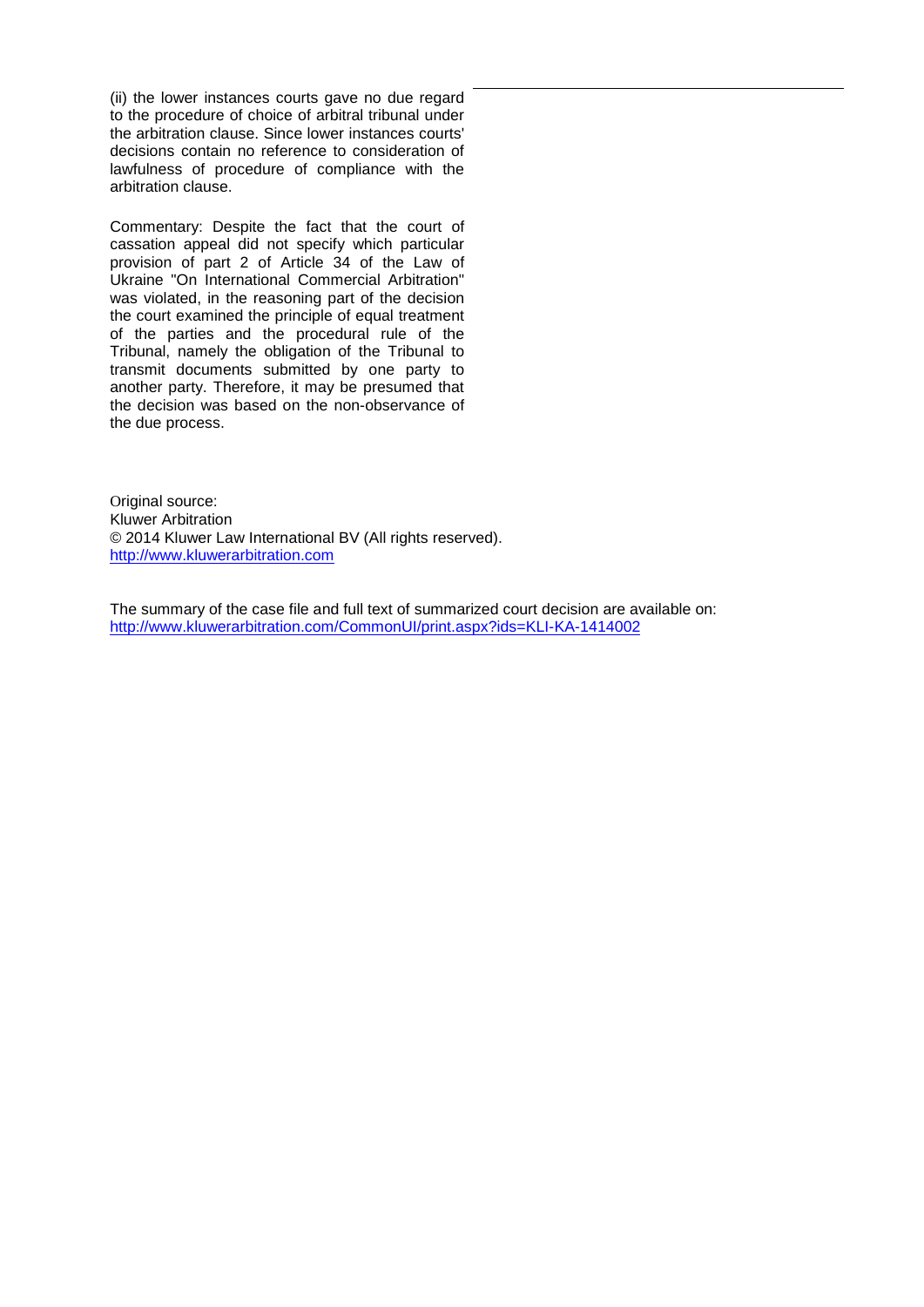(ii) the lower instances courts gave no due regard to the procedure of choice of arbitral tribunal under the arbitration clause. Since lower instances courts' decisions contain no reference to consideration of lawfulness of procedure of compliance with the arbitration clause.

Commentary: Despite the fact that the court of cassation appeal did not specify which particular provision of part 2 of Article 34 of the Law of Ukraine "On International Commercial Arbitration" was violated, in the reasoning part of the decision the court examined the principle of equal treatment of the parties and the procedural rule of the Tribunal, namely the obligation of the Tribunal to transmit documents submitted by one party to another party. Therefore, it may be presumed that the decision was based on the non-observance of the due process.

Original source:
Kluwer Arbitration
© 2014 Kluwer Law International BV (All rights reserved).
[http://www.kluwerarbitration.com](http://www.kluwerarbitration.com)

The summary of the case file and full text of summarized court decision are available on:
[http://www.kluwerarbitration.com/CommonUI/print.aspx?ids=KLI-KA-1414002](http://www.kluwerarbitration.com/CommonUI/print.aspx?ids=KLI-KA-1414002)